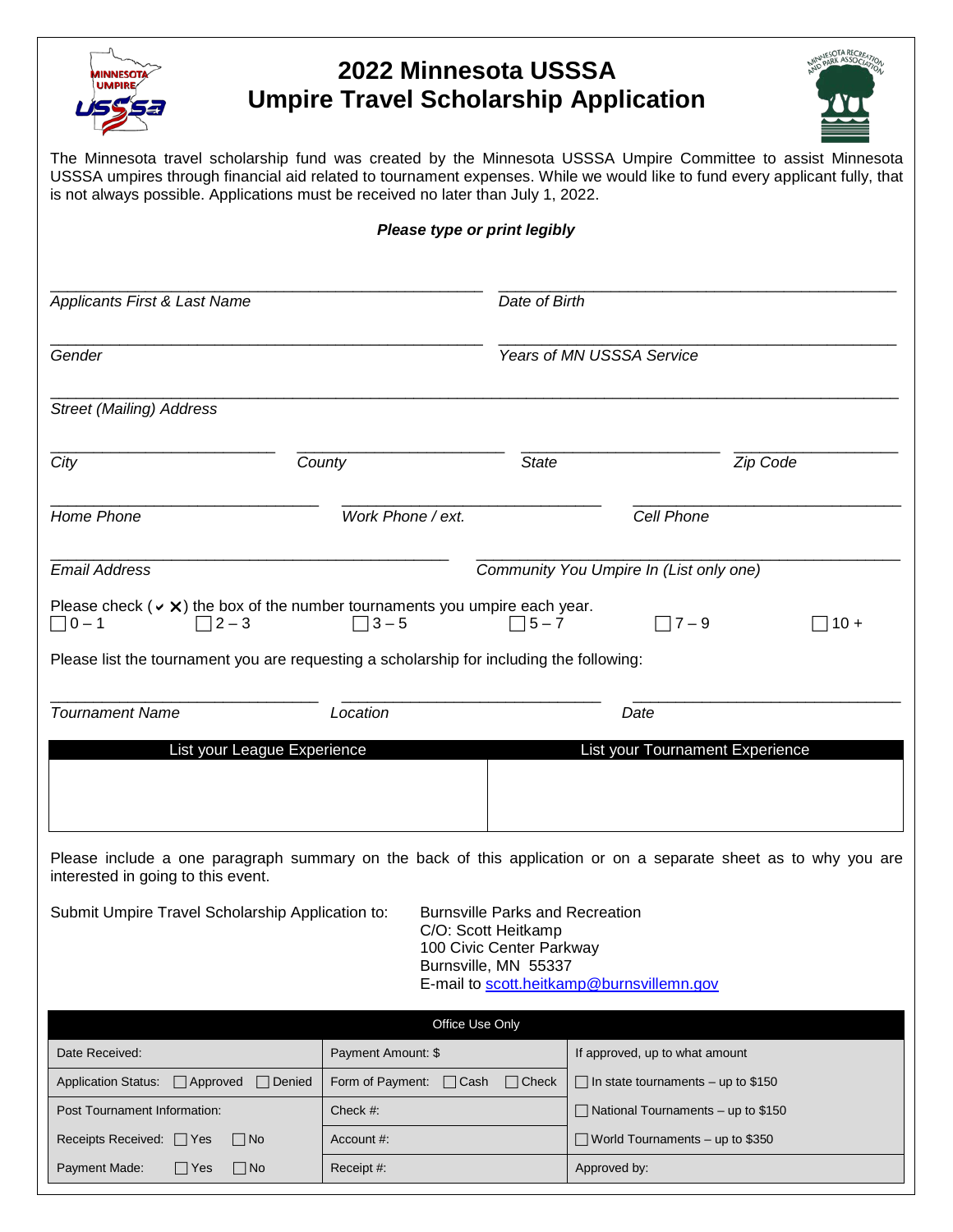# 2022 Minnesota USSSA Umpire Travel Scholarship Application

The Minnesota travel scholarship fund was created by the Minnesota USSSA Umpire Committee to assist Minnesota USSSA umpires through financial aid related to tournament expenses. While we would like to fund every applicant fully, that is not always possible. Applications must be received no later than July 1, 2022.

***Please type or print legibly***

______________________________ ______________________________
*Applicants First & Last Name* *Date of Birth*

______________________________ ______________________________
*Gender* *Years of MN USSSA Service*

____________________________________________________________
*Street (Mailing) Address*

______________ ______________ ______________ ______________
*City* *County* *State* *Zip Code*

__________________ __________________ __________________
*Home Phone* *Work Phone / ext.* *Cell Phone*

______________________________ ______________________________
*Email Address* *Community You Umpire In (List only one)*

Please check (✔ ✖) the box of the number tournaments you umpire each year.

☐ 0 – 1 ☐ 2 – 3 ☐ 3 – 5 ☐ 5 – 7 ☐ 7 – 9 ☐ 10 +

Please list the tournament you are requesting a scholarship for including the following:

__________________ __________________ __________________
*Tournament Name* *Location* *Date*

| List your League Experience | List your Tournament Experience |
|---|---|
| | |

Please include a one paragraph summary on the back of this application or on a separate sheet as to why you are interested in going to this event.

Submit Umpire Travel Scholarship Application to:

Burnsville Parks and Recreation
C/O: Scott Heitkamp
100 Civic Center Parkway
Burnsville, MN 55337
E-mail to scott.heitkamp@burnsvillemn.gov

| Office Use Only | | |
|---|---|---|
| Date Received: | Payment Amount: $ | If approved, up to what amount |
| Application Status: ☐ Approved ☐ Denied | Form of Payment: ☐ Cash ☐ Check | ☐ In state tournaments – up to $150 |
| Post Tournament Information: | Check #: | ☐ National Tournaments – up to $150 |
| Receipts Received: ☐ Yes ☐ No | Account #: | ☐ World Tournaments – up to $350 |
| Payment Made: ☐ Yes ☐ No | Receipt #: | Approved by: |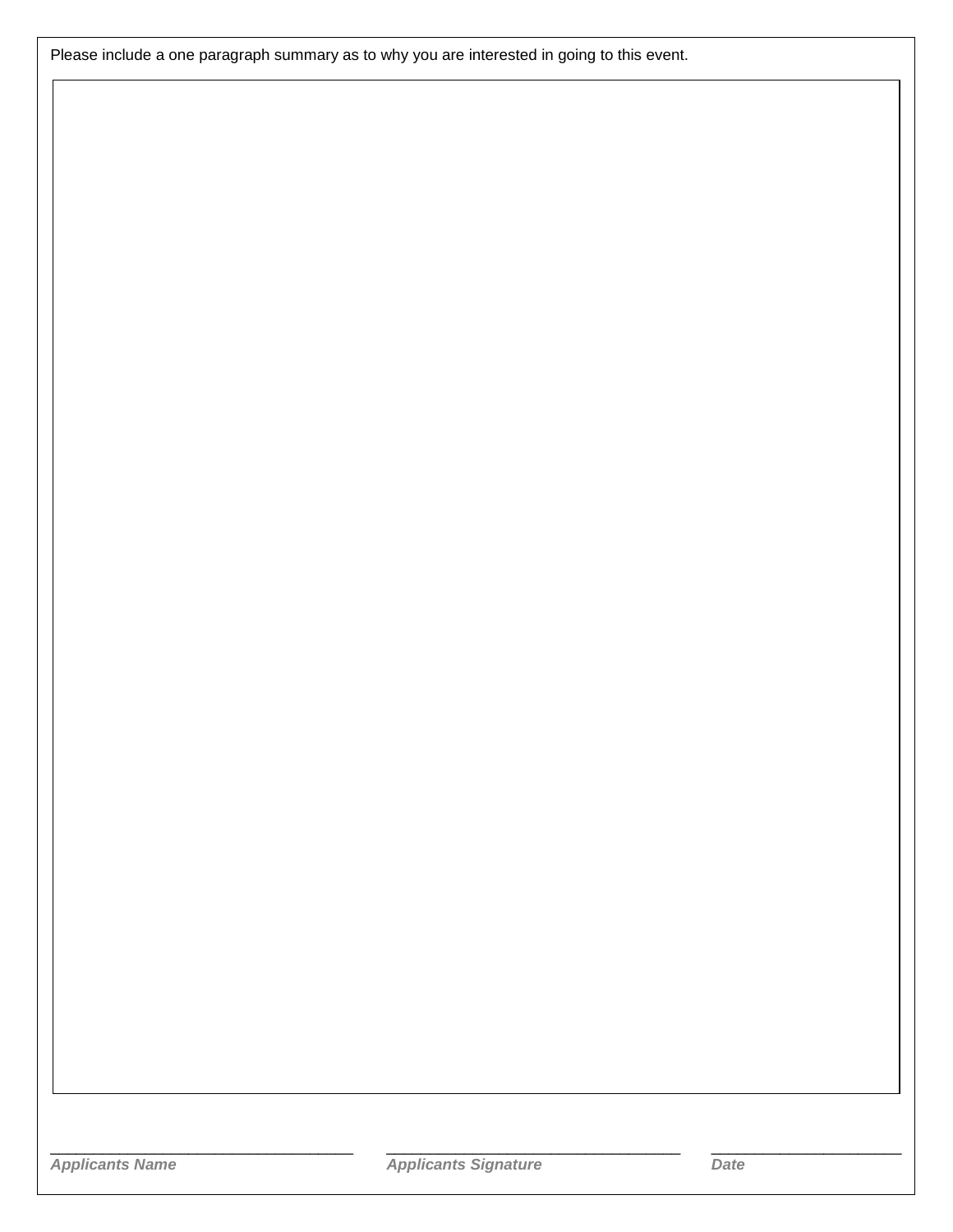Please include a one paragraph summary as to why you are interested in going to this event.

| |
|---|
| |

___________________________________ ___________________________________ ______________________

*Applicants Name* *Applicants Signature* *Date*